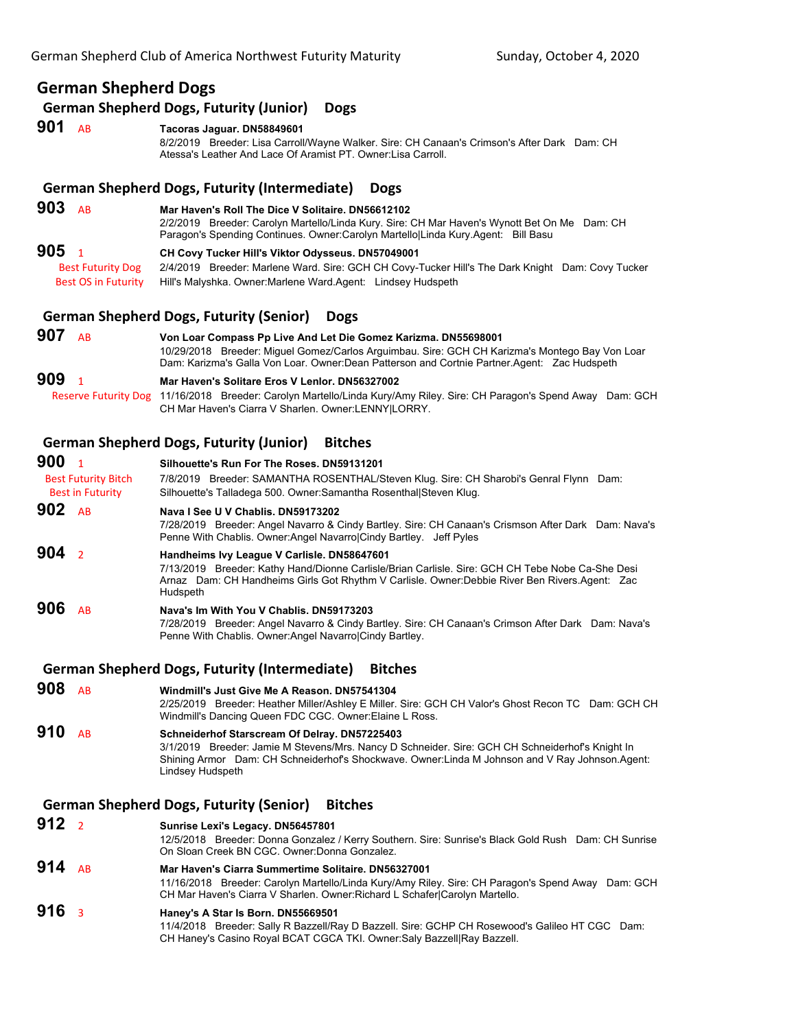# German Shepherd Dogs

## German Shepherd Dogs, Futurity (Junior) Dogs

**901** AB **Tacoras Jaguar. DN58849601**
8/2/2019 Breeder: Lisa Carroll/Wayne Walker. Sire: CH Canaan's Crimson's After Dark Dam: CH Atessa's Leather And Lace Of Aramist PT. Owner:Lisa Carroll.

## German Shepherd Dogs, Futurity (Intermediate) Dogs

**903** AB **Mar Haven's Roll The Dice V Solitaire. DN56612102**
2/2/2019 Breeder: Carolyn Martello/Linda Kury. Sire: CH Mar Haven's Wynott Bet On Me Dam: CH Paragon's Spending Continues. Owner:Carolyn Martello|Linda Kury.Agent: Bill Basu

**905** 1 **CH Covy Tucker Hill's Viktor Odysseus. DN57049001**
Best Futurity Dog
Best OS in Futurity
2/4/2019 Breeder: Marlene Ward. Sire: GCH CH Covy-Tucker Hill's The Dark Knight Dam: Covy Tucker Hill's Malyshka. Owner:Marlene Ward.Agent: Lindsey Hudspeth

## German Shepherd Dogs, Futurity (Senior) Dogs

**907** AB **Von Loar Compass Pp Live And Let Die Gomez Karizma. DN55698001**
10/29/2018 Breeder: Miguel Gomez/Carlos Arguimbau. Sire: GCH CH Karizma's Montego Bay Von Loar Dam: Karizma's Galla Von Loar. Owner:Dean Patterson and Cortnie Partner.Agent: Zac Hudspeth

**909** 1 **Mar Haven's Solitare Eros V Lenlor. DN56327002**
Reserve Futurity Dog
11/16/2018 Breeder: Carolyn Martello/Linda Kury/Amy Riley. Sire: CH Paragon's Spend Away Dam: GCH CH Mar Haven's Ciarra V Sharlen. Owner:LENNY|LORRY.

## German Shepherd Dogs, Futurity (Junior) Bitches

**900** 1 **Silhouette's Run For The Roses. DN59131201**
Best Futurity Bitch
Best in Futurity
7/8/2019 Breeder: SAMANTHA ROSENTHAL/Steven Klug. Sire: CH Sharobi's Genral Flynn Dam: Silhouette's Talladega 500. Owner:Samantha Rosenthal|Steven Klug.

**902** AB **Nava I See U V Chablis. DN59173202**
7/28/2019 Breeder: Angel Navarro & Cindy Bartley. Sire: CH Canaan's Crismson After Dark Dam: Nava's Penne With Chablis. Owner:Angel Navarro|Cindy Bartley. Jeff Pyles

**904** 2 **Handheims Ivy League V Carlisle. DN58647601**
7/13/2019 Breeder: Kathy Hand/Dionne Carlisle/Brian Carlisle. Sire: GCH CH Tebe Nobe Ca-She Desi Arnaz Dam: CH Handheims Girls Got Rhythm V Carlisle. Owner:Debbie River Ben Rivers.Agent: Zac Hudspeth

**906** AB **Nava's Im With You V Chablis. DN59173203**
7/28/2019 Breeder: Angel Navarro & Cindy Bartley. Sire: CH Canaan's Crimson After Dark Dam: Nava's Penne With Chablis. Owner:Angel Navarro|Cindy Bartley.

## German Shepherd Dogs, Futurity (Intermediate) Bitches

**908** AB **Windmill's Just Give Me A Reason. DN57541304**
2/25/2019 Breeder: Heather Miller/Ashley E Miller. Sire: GCH CH Valor's Ghost Recon TC Dam: GCH CH Windmill's Dancing Queen FDC CGC. Owner:Elaine L Ross.

**910** AB **Schneiderhof Starscream Of Delray. DN57225403**
3/1/2019 Breeder: Jamie M Stevens/Mrs. Nancy D Schneider. Sire: GCH CH Schneiderhof's Knight In Shining Armor Dam: CH Schneiderhof's Shockwave. Owner:Linda M Johnson and V Ray Johnson.Agent: Lindsey Hudspeth

## German Shepherd Dogs, Futurity (Senior) Bitches

**912** 2 **Sunrise Lexi's Legacy. DN56457801**
12/5/2018 Breeder: Donna Gonzalez / Kerry Southern. Sire: Sunrise's Black Gold Rush Dam: CH Sunrise On Sloan Creek BN CGC. Owner:Donna Gonzalez.

**914** AB **Mar Haven's Ciarra Summertime Solitaire. DN56327001**
11/16/2018 Breeder: Carolyn Martello/Linda Kury/Amy Riley. Sire: CH Paragon's Spend Away Dam: GCH CH Mar Haven's Ciarra V Sharlen. Owner:Richard L Schafer|Carolyn Martello.

**916** 3 **Haney's A Star Is Born. DN55669501**
11/4/2018 Breeder: Sally R Bazzell/Ray D Bazzell. Sire: GCHP CH Rosewood's Galileo HT CGC Dam: CH Haney's Casino Royal BCAT CGCA TKI. Owner:Saly Bazzell|Ray Bazzell.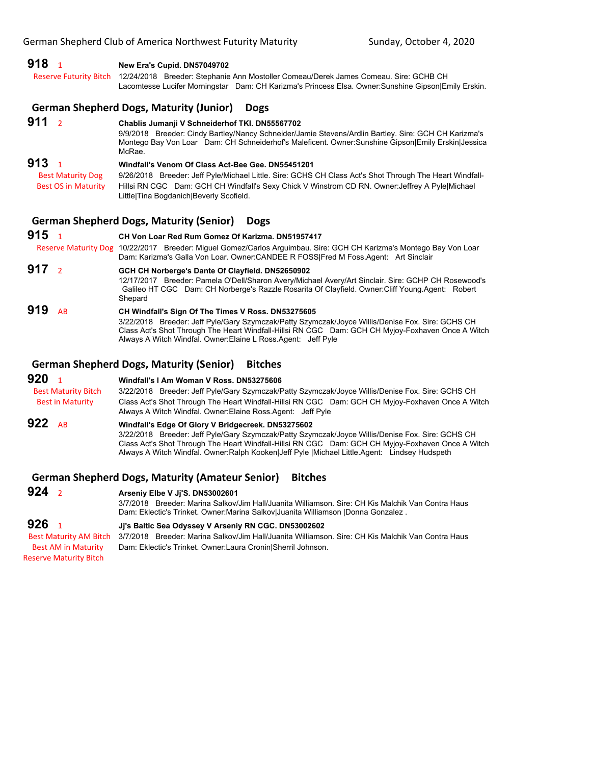**918** 1
Reserve Futurity Bitch

**New Era's Cupid. DN57049702**
12/24/2018 Breeder: Stephanie Ann Mostoller Comeau/Derek James Comeau. Sire: GCHB CH Lacomtesse Lucifer Morningstar Dam: CH Karizma's Princess Elsa. Owner:Sunshine Gipson|Emily Erskin.

## German Shepherd Dogs, Maturity (Junior) Dogs

**911** 2

**Chablis Jumanji V Schneiderhof TKI. DN55567702**
9/9/2018 Breeder: Cindy Bartley/Nancy Schneider/Jamie Stevens/Ardlin Bartley. Sire: GCH CH Karizma's Montego Bay Von Loar Dam: CH Schneiderhof's Maleficent. Owner:Sunshine Gipson|Emily Erskin|Jessica McRae.

**913** 1
Best Maturity Dog
Best OS in Maturity

**Windfall's Venom Of Class Act-Bee Gee. DN55451201**
9/26/2018 Breeder: Jeff Pyle/Michael Little. Sire: GCHS CH Class Act's Shot Through The Heart Windfall-Hillsi RN CGC Dam: GCH CH Windfall's Sexy Chick V Winstrom CD RN. Owner:Jeffrey A Pyle|Michael Little|Tina Bogdanich|Beverly Scofield.

## German Shepherd Dogs, Maturity (Senior) Dogs

**915** 1
Reserve Maturity Dog

**CH Von Loar Red Rum Gomez Of Karizma. DN51957417**
10/22/2017 Breeder: Miguel Gomez/Carlos Arguimbau. Sire: GCH CH Karizma's Montego Bay Von Loar Dam: Karizma's Galla Von Loar. Owner:CANDEE R FOSS|Fred M Foss.Agent: Art Sinclair

**917** 2

**GCH CH Norberge's Dante Of Clayfield. DN52650902**
12/17/2017 Breeder: Pamela O'Dell/Sharon Avery/Michael Avery/Art Sinclair. Sire: GCHP CH Rosewood's Galileo HT CGC Dam: CH Norberge's Razzle Rosarita Of Clayfield. Owner:Cliff Young.Agent: Robert Shepard

**919** AB

**CH Windfall's Sign Of The Times V Ross. DN53275605**
3/22/2018 Breeder: Jeff Pyle/Gary Szymczak/Patty Szymczak/Joyce Willis/Denise Fox. Sire: GCHS CH Class Act's Shot Through The Heart Windfall-Hillsi RN CGC Dam: GCH CH Myjoy-Foxhaven Once A Witch Always A Witch Windfal. Owner:Elaine L Ross.Agent: Jeff Pyle

## German Shepherd Dogs, Maturity (Senior) Bitches

**920** 1
Best Maturity Bitch
Best in Maturity

**Windfall's I Am Woman V Ross. DN53275606**
3/22/2018 Breeder: Jeff Pyle/Gary Szymczak/Patty Szymczak/Joyce Willis/Denise Fox. Sire: GCHS CH Class Act's Shot Through The Heart Windfall-Hillsi RN CGC Dam: GCH CH Myjoy-Foxhaven Once A Witch Always A Witch Windfal. Owner:Elaine Ross.Agent: Jeff Pyle

**922** AB

**Windfall's Edge Of Glory V Bridgecreek. DN53275602**
3/22/2018 Breeder: Jeff Pyle/Gary Szymczak/Patty Szymczak/Joyce Willis/Denise Fox. Sire: GCHS CH Class Act's Shot Through The Heart Windfall-Hillsi RN CGC Dam: GCH CH Myjoy-Foxhaven Once A Witch Always A Witch Windfal. Owner:Ralph Kooken|Jeff Pyle |Michael Little.Agent: Lindsey Hudspeth

## German Shepherd Dogs, Maturity (Amateur Senior) Bitches

**924** 2

**Arseniy Elbe V Jj'S. DN53002601**
3/7/2018 Breeder: Marina Salkov/Jim Hall/Juanita Williamson. Sire: CH Kis Malchik Van Contra Haus Dam: Eklectic's Trinket. Owner:Marina Salkov|Juanita Williamson |Donna Gonzalez .

**926** 1
Best Maturity AM Bitch
Best AM in Maturity
Reserve Maturity Bitch

**Jj's Baltic Sea Odyssey V Arseniy RN CGC. DN53002602**
3/7/2018 Breeder: Marina Salkov/Jim Hall/Juanita Williamson. Sire: CH Kis Malchik Van Contra Haus Dam: Eklectic's Trinket. Owner:Laura Cronin|Sherril Johnson.